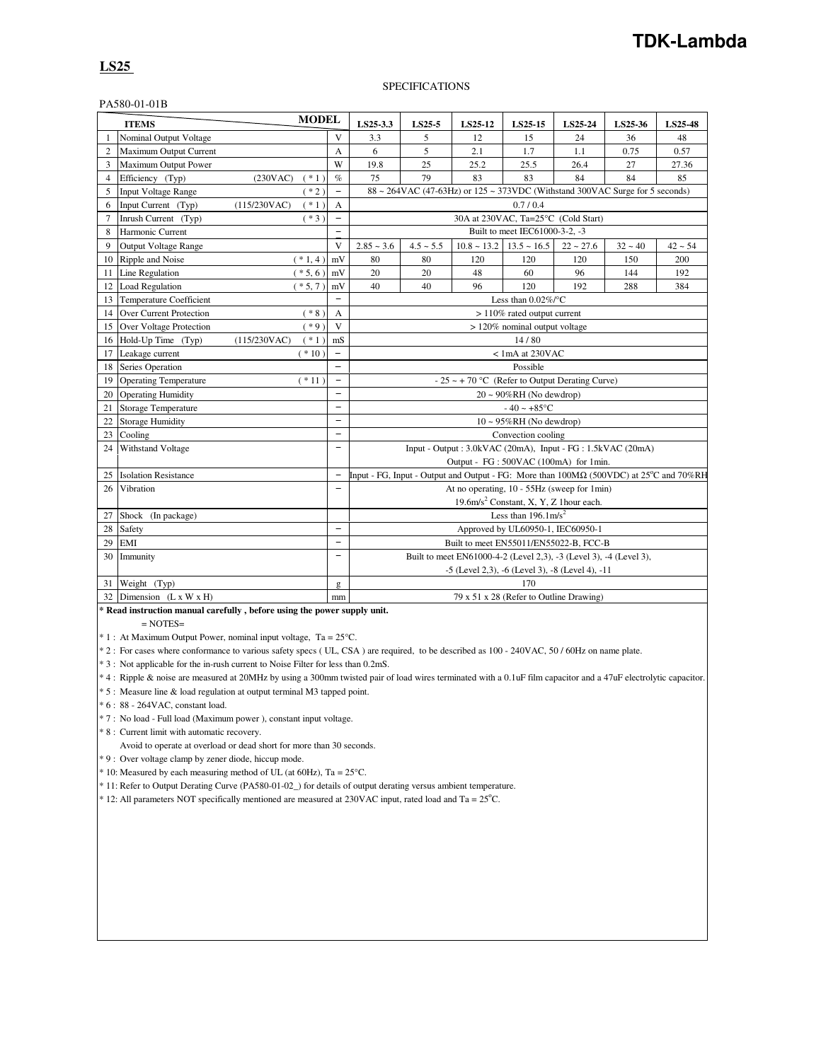TDK-Lambda

**LS25**

SPECIFICATIONS

PA580-01-01B

| | ITEMS | | MODEL | LS25-3.3 | LS25-5 | LS25-12 | LS25-15 | LS25-24 | LS25-36 | LS25-48 |
|---|---|---|---|---|---|---|---|---|---|---|
| 1 | Nominal Output Voltage | | V | 3.3 | 5 | 12 | 15 | 24 | 36 | 48 |
| 2 | Maximum Output Current | | A | 6 | 5 | 2.1 | 1.7 | 1.1 | 0.75 | 0.57 |
| 3 | Maximum Output Power | | W | 19.8 | 25 | 25.2 | 25.5 | 26.4 | 27 | 27.36 |
| 4 | Efficiency (Typ) | (230VAC) (*1) | % | 75 | 79 | 83 | 83 | 84 | 84 | 85 |
| 5 | Input Voltage Range | (*2) | – | 88 ~ 264VAC (47-63Hz) or 125 ~ 373VDC (Withstand 300VAC Surge for 5 seconds) | | | | | | |
| 6 | Input Current (Typ) | (115/230VAC) (*1) | A | 0.7 / 0.4 | | | | | | |
| 7 | Inrush Current (Typ) | (*3) | – | 30A at 230VAC, Ta=25°C (Cold Start) | | | | | | |
| 8 | Harmonic Current | | – | Built to meet IEC61000-3-2, -3 | | | | | | |
| 9 | Output Voltage Range | | V | 2.85 ~ 3.6 | 4.5 ~ 5.5 | 10.8 ~ 13.2 | 13.5 ~ 16.5 | 22 ~ 27.6 | 32 ~ 40 | 42 ~ 54 |
| 10 | Ripple and Noise | (*1, 4) | mV | 80 | 80 | 120 | 120 | 120 | 150 | 200 |
| 11 | Line Regulation | (*5, 6) | mV | 20 | 20 | 48 | 60 | 96 | 144 | 192 |
| 12 | Load Regulation | (*5, 7) | mV | 40 | 40 | 96 | 120 | 192 | 288 | 384 |
| 13 | Temperature Coefficient | | – | Less than 0.02%/°C | | | | | | |
| 14 | Over Current Protection | (*8) | A | > 110% rated output current | | | | | | |
| 15 | Over Voltage Protection | (*9) | V | > 120% nominal output voltage | | | | | | |
| 16 | Hold-Up Time (Typ) | (115/230VAC) (*1) | mS | 14 / 80 | | | | | | |
| 17 | Leakage current | (*10) | – | < 1mA at 230VAC | | | | | | |
| 18 | Series Operation | | – | Possible | | | | | | |
| 19 | Operating Temperature | (*11) | – | - 25 ~ + 70 °C (Refer to Output Derating Curve) | | | | | | |
| 20 | Operating Humidity | | – | 20 ~ 90%RH (No dewdrop) | | | | | | |
| 21 | Storage Temperature | | – | - 40 ~ +85°C | | | | | | |
| 22 | Storage Humidity | | – | 10 ~ 95%RH (No dewdrop) | | | | | | |
| 23 | Cooling | | – | Convection cooling | | | | | | |
| 24 | Withstand Voltage | | – | Input - Output : 3.0kVAC (20mA), Input - FG : 1.5kVAC (20mA) Output - FG : 500VAC (100mA) for 1min. | | | | | | |
| 25 | Isolation Resistance | | – | Input - FG, Input - Output and Output - FG: More than 100MΩ (500VDC) at 25°C and 70%RH | | | | | | |
| 26 | Vibration | | – | At no operating, 10 - 55Hz (sweep for 1min) 19.6m/s² Constant, X, Y, Z 1hour each. | | | | | | |
| 27 | Shock (In package) | | | Less than 196.1m/s² | | | | | | |
| 28 | Safety | | – | Approved by UL60950-1, IEC60950-1 | | | | | | |
| 29 | EMI | | – | Built to meet EN55011/EN55022-B, FCC-B | | | | | | |
| 30 | Immunity | | – | Built to meet EN61000-4-2 (Level 2,3), -3 (Level 3), -4 (Level 3), -5 (Level 2,3), -6 (Level 3), -8 (Level 4), -11 | | | | | | |
| 31 | Weight (Typ) | | g | 170 | | | | | | |
| 32 | Dimension (L x W x H) | | mm | 79 x 51 x 28 (Refer to Outline Drawing) | | | | | | |

**\* Read instruction manual carefully , before using the power supply unit.**

= NOTES=

\* 1 : At Maximum Output Power, nominal input voltage, Ta = 25°C.

\* 2 : For cases where conformance to various safety specs ( UL, CSA ) are required, to be described as 100 - 240VAC, 50 / 60Hz on name plate.

\* 3 : Not applicable for the in-rush current to Noise Filter for less than 0.2mS.

\* 4 : Ripple & noise are measured at 20MHz by using a 300mm twisted pair of load wires terminated with a 0.1uF film capacitor and a 47uF electrolytic capacitor.

\* 5 : Measure line & load regulation at output terminal M3 tapped point.

\* 6 : 88 - 264VAC, constant load.

\* 7 : No load - Full load (Maximum power ), constant input voltage.

\* 8 : Current limit with automatic recovery.
Avoid to operate at overload or dead short for more than 30 seconds.

\* 9 : Over voltage clamp by zener diode, hiccup mode.

\* 10: Measured by each measuring method of UL (at 60Hz), Ta = 25°C.

\* 11: Refer to Output Derating Curve (PA580-01-02_) for details of output derating versus ambient temperature.

\* 12: All parameters NOT specifically mentioned are measured at 230VAC input, rated load and Ta = 25°C.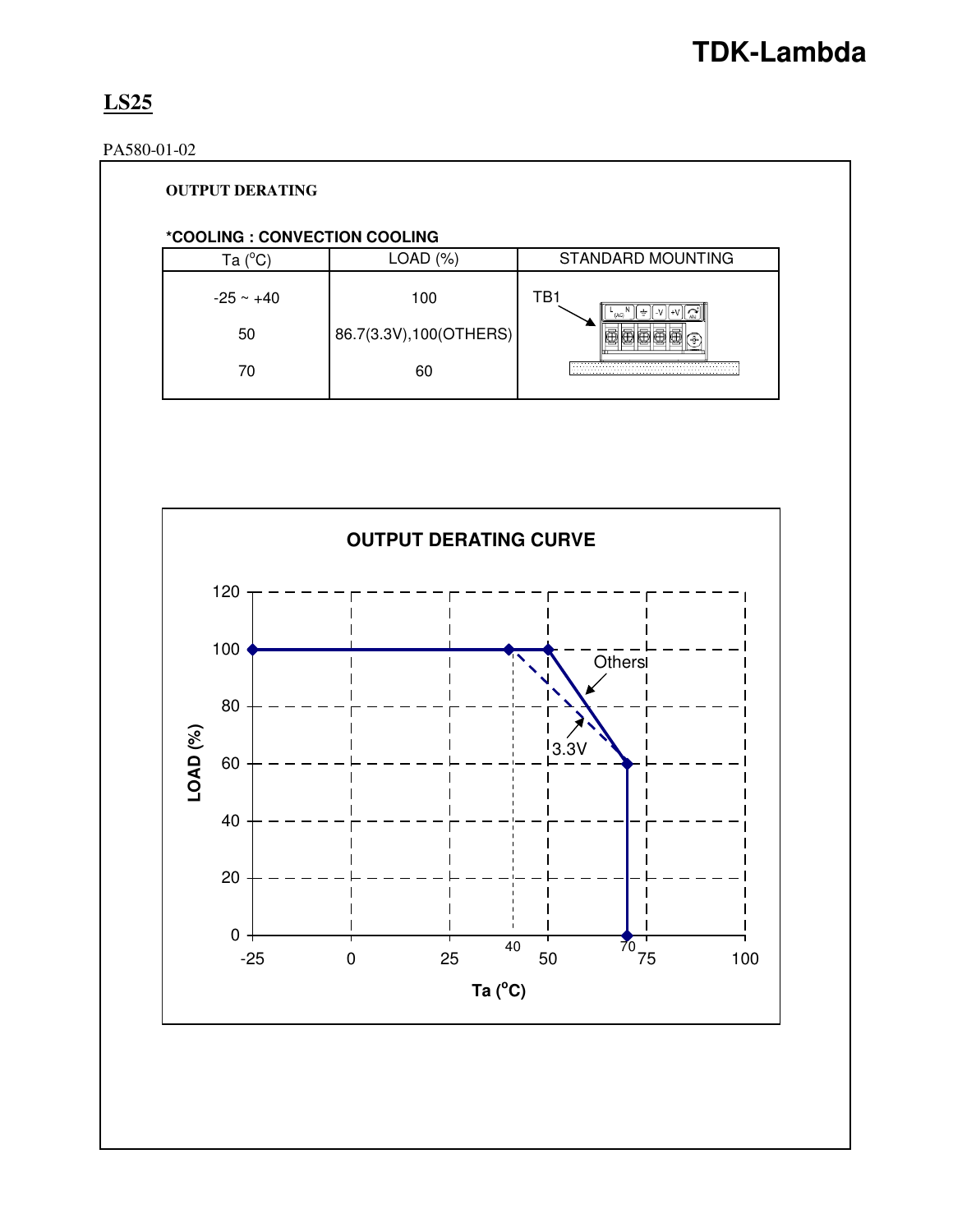## LS25

PA580-01-02

**OUTPUT DERATING**

***COOLING : CONVECTION COOLING**

| Ta (°C) | LOAD (%) | STANDARD MOUNTING |
|---|---|---|
| -25 ~ +40 | 100 | TB1 |
| 50 | 86.7(3.3V),100(OTHERS) | |
| 70 | 60 | |

**OUTPUT DERATING CURVE**

LOAD (%)

120
100
80
60
40
20
0

-25
0
25
40
50
70
75
100

Ta (°C)

Others

3.3V